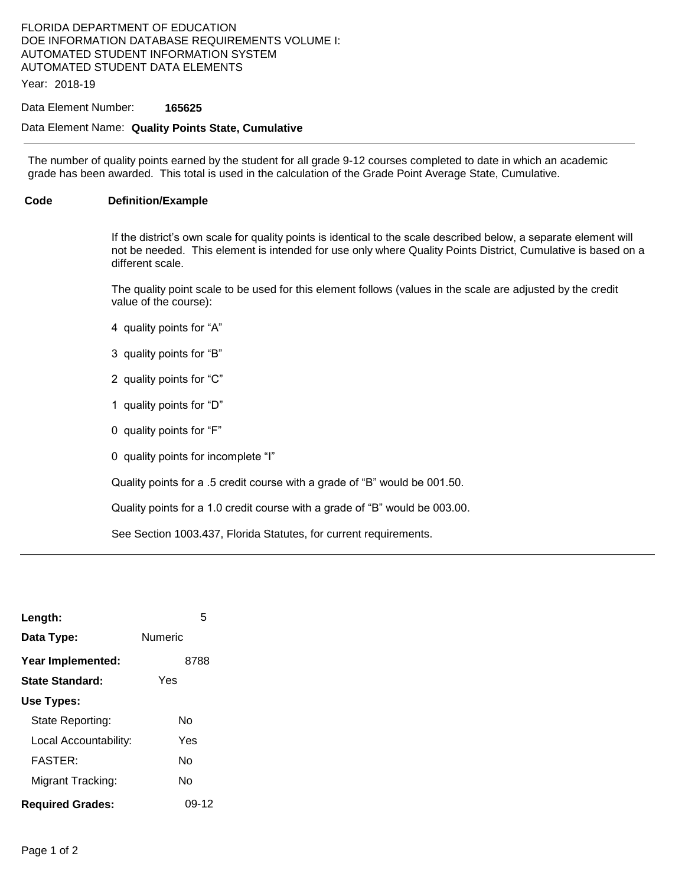FLORIDA DEPARTMENT OF EDUCATION
DOE INFORMATION DATABASE REQUIREMENTS VOLUME I:
AUTOMATED STUDENT INFORMATION SYSTEM
AUTOMATED STUDENT DATA ELEMENTS

Year: 2018-19

Data Element Number: **165625**

Data Element Name: **Quality Points State, Cumulative**

---

The number of quality points earned by the student for all grade 9-12 courses completed to date in which an academic grade has been awarded. This total is used in the calculation of the Grade Point Average State, Cumulative.

**Code** | **Definition/Example**

If the district's own scale for quality points is identical to the scale described below, a separate element will not be needed. This element is intended for use only where Quality Points District, Cumulative is based on a different scale.

The quality point scale to be used for this element follows (values in the scale are adjusted by the credit value of the course):

4 quality points for "A"

3 quality points for "B"

2 quality points for "C"

1 quality points for "D"

0 quality points for "F"

0 quality points for incomplete "I"

Quality points for a .5 credit course with a grade of "B" would be 001.50.

Quality points for a 1.0 credit course with a grade of "B" would be 003.00.

See Section 1003.437, Florida Statutes, for current requirements.

---

**Length:** 5

**Data Type:** Numeric

**Year Implemented:** 8788

**State Standard:** Yes

**Use Types:**

- State Reporting: No
- Local Accountability: Yes
- FASTER: No
- Migrant Tracking: No

**Required Grades:** 09-12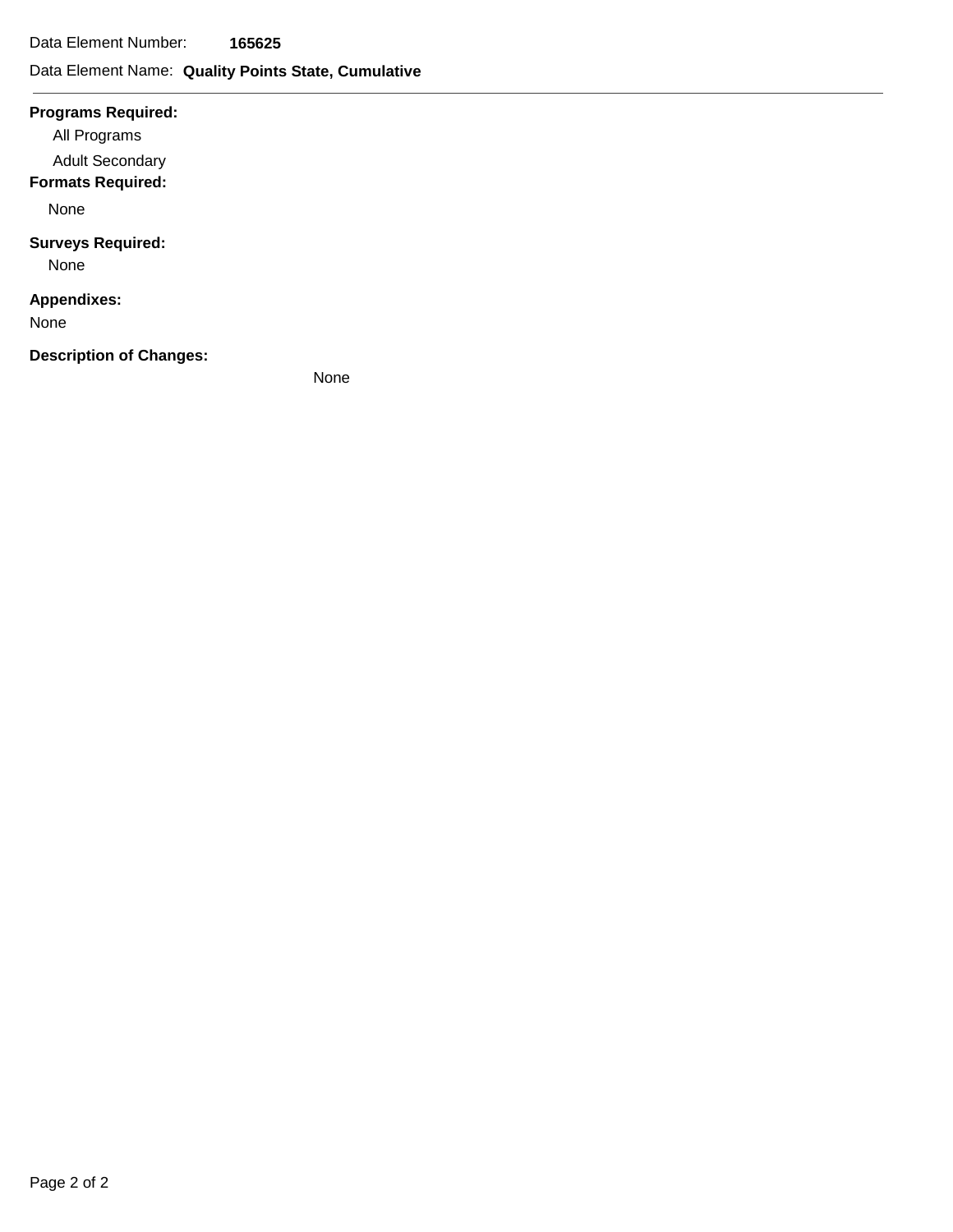Data Element Number: **165625**

Data Element Name: **Quality Points State, Cumulative**

---

**Programs Required:**

All Programs

Adult Secondary

**Formats Required:**

None

**Surveys Required:**

None

**Appendixes:**

None

**Description of Changes:**

None